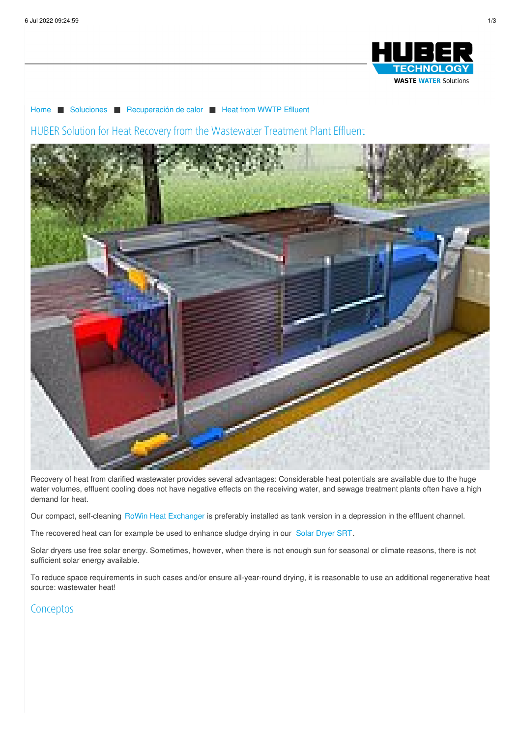Home ■ Soluciones ■ Recuperación de calor ■ Heat from WWTP Effluent

# HUBER Solution for Heat Recovery from the Wastewater Treatment Plant Effluent

Recovery of heat from clarified wastewater provides several advantages: Considerable heat potentials are available due to the huge water volumes, effluent cooling does not have negative effects on the receiving water, and sewage treatment plants often have a high demand for heat.

Our compact, self-cleaning RoWin Heat Exchanger is preferably installed as tank version in a depression in the effluent channel.

The recovered heat can for example be used to enhance sludge drying in our Solar Dryer SRT.

Solar dryers use free solar energy. Sometimes, however, when there is not enough sun for seasonal or climate reasons, there is not sufficient solar energy available.

To reduce space requirements in such cases and/or ensure all-year-round drying, it is reasonable to use an additional regenerative heat source: wastewater heat!

## Conceptos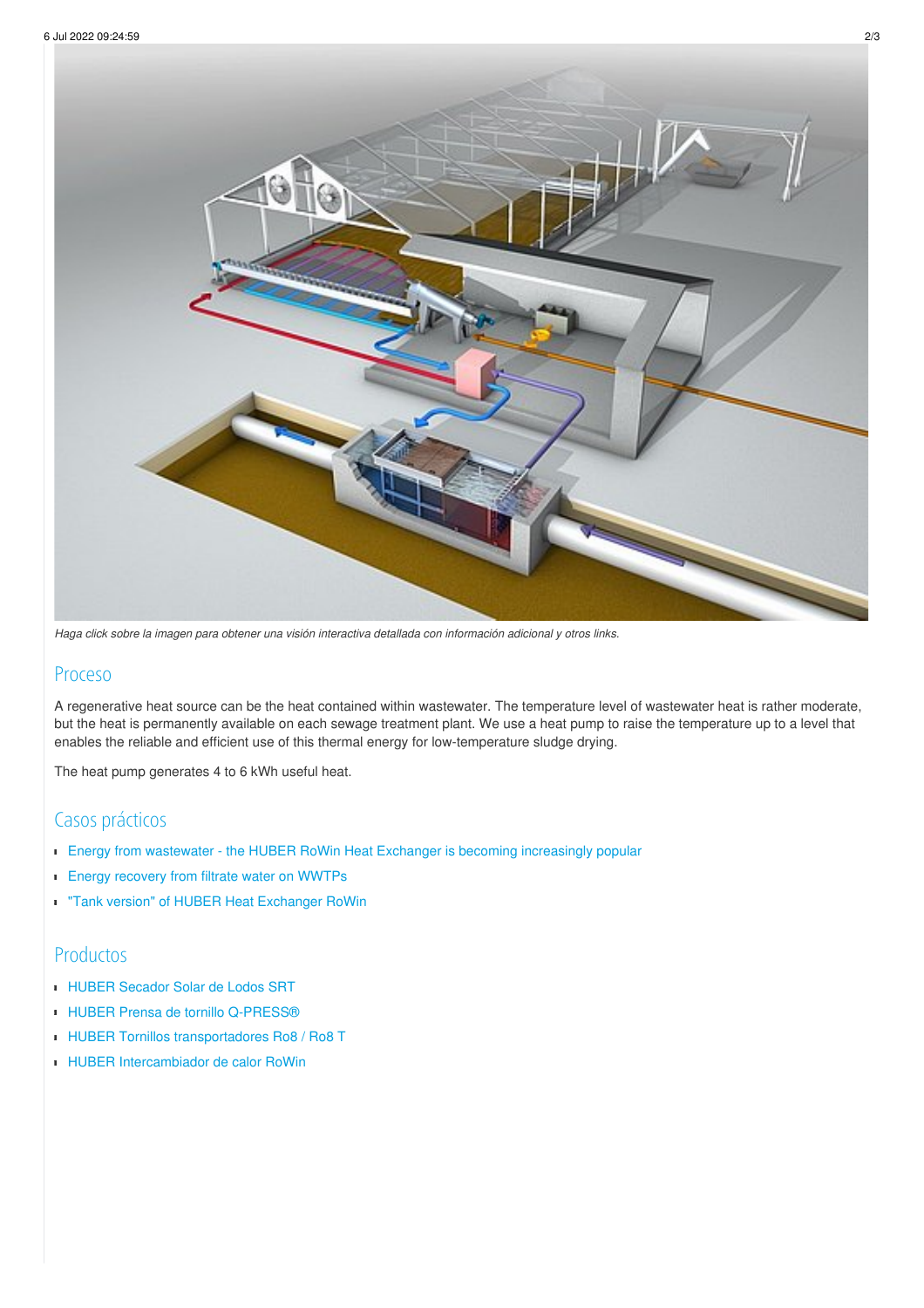*Haga click sobre la imagen para obtener una visión interactiva detallada con información adicional y otros links.*

## Proceso

A regenerative heat source can be the heat contained within wastewater. The temperature level of wastewater heat is rather moderate, but the heat is permanently available on each sewage treatment plant. We use a heat pump to raise the temperature up to a level that enables the reliable and efficient use of this thermal energy for low-temperature sludge drying.

The heat pump generates 4 to 6 kWh useful heat.

## Casos prácticos

- Energy from wastewater - the HUBER RoWin Heat Exchanger is becoming increasingly popular
- Energy recovery from filtrate water on WWTPs
- "Tank version" of HUBER Heat Exchanger RoWin

## Productos

- HUBER Secador Solar de Lodos SRT
- HUBER Prensa de tornillo Q-PRESS®
- HUBER Tornillos transportadores Ro8 / Ro8 T
- HUBER Intercambiador de calor RoWin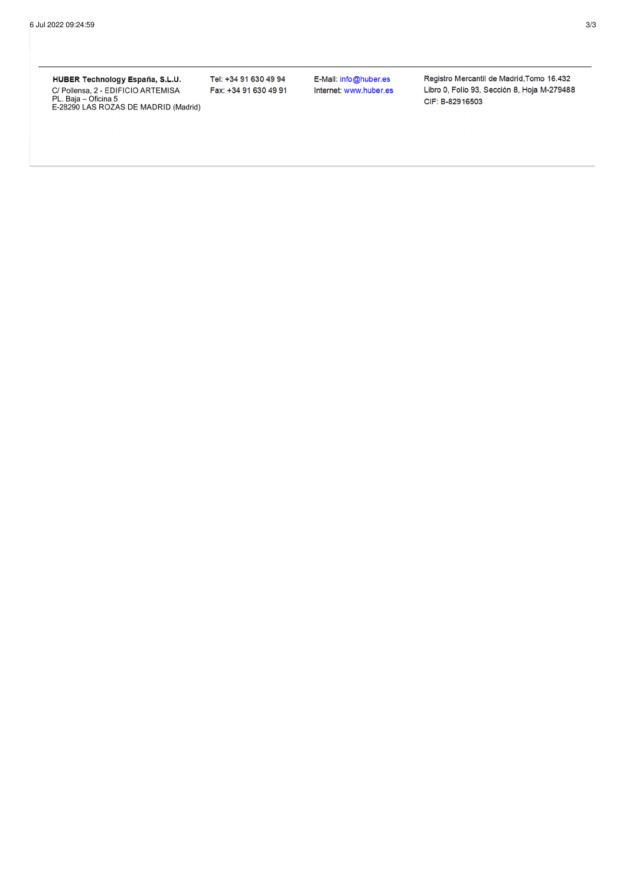**HUBER Technology España, S.L.U.**
C/ Pollensa, 2 - EDIFICIO ARTEMISA
PL. Baja – Oficina 5
E-28290 LAS ROZAS DE MADRID (Madrid)

Tel: +34 91 630 49 94
Fax: +34 91 630 49 91

E-Mail: info@huber.es
Internet: www.huber.es

Registro Mercantil de Madrid,Tomo 16.432
Libro 0, Folio 93, Sección 8, Hoja M-279488
CIF: B-82916503